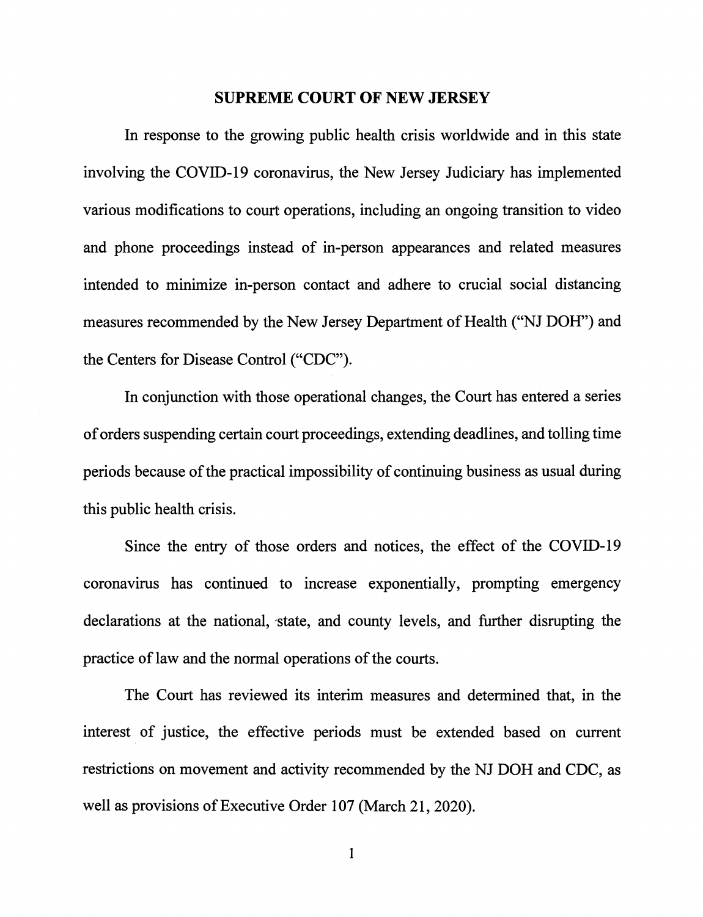# SUPREME COURT OF NEW JERSEY

In response to the growing public health crisis worldwide and in this state involving the COVID-19 coronavirus, the New Jersey Judiciary has implemented various modifications to court operations, including an ongoing transition to video and phone proceedings instead of in-person appearances and related measures intended to minimize in-person contact and adhere to crucial social distancing measures recommended by the New Jersey Department of Health ("NJ DOH") and the Centers for Disease Control ("CDC").

In conjunction with those operational changes, the Court has entered a series of orders suspending certain court proceedings, extending deadlines, and tolling time periods because of the practical impossibility of continuing business as usual during this public health crisis.

Since the entry of those orders and notices, the effect of the COVID-19 coronavirus has continued to increase exponentially, prompting emergency declarations at the national, state, and county levels, and further disrupting the practice of law and the normal operations of the courts.

The Court has reviewed its interim measures and determined that, in the interest of justice, the effective periods must be extended based on current restrictions on movement and activity recommended by the NJ DOH and CDC, as well as provisions of Executive Order 107 (March 21, 2020).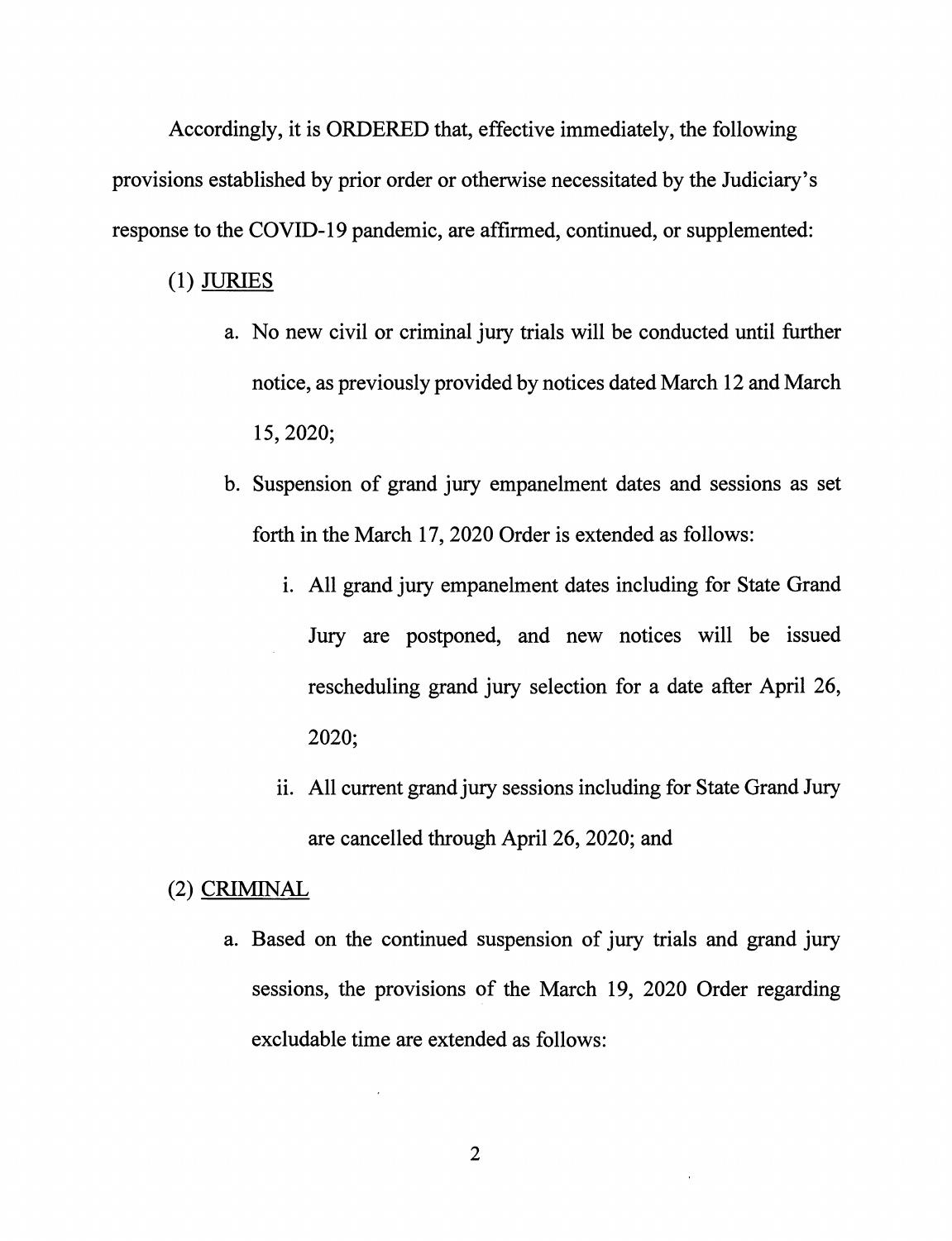Accordingly, it is ORDERED that, effective immediately, the following provisions established by prior order or otherwise necessitated by the Judiciary's response to the COVID-19 pandemic, are affirmed, continued, or supplemented:

(1) <u>JURIES</u>

a. No new civil or criminal jury trials will be conducted until further notice, as previously provided by notices dated March 12 and March 15, 2020;

b. Suspension of grand jury empanelment dates and sessions as set forth in the March 17, 2020 Order is extended as follows:

   i. All grand jury empanelment dates including for State Grand Jury are postponed, and new notices will be issued rescheduling grand jury selection for a date after April 26, 2020;

   ii. All current grand jury sessions including for State Grand Jury are cancelled through April 26, 2020; and

(2) <u>CRIMINAL</u>

a. Based on the continued suspension of jury trials and grand jury sessions, the provisions of the March 19, 2020 Order regarding excludable time are extended as follows: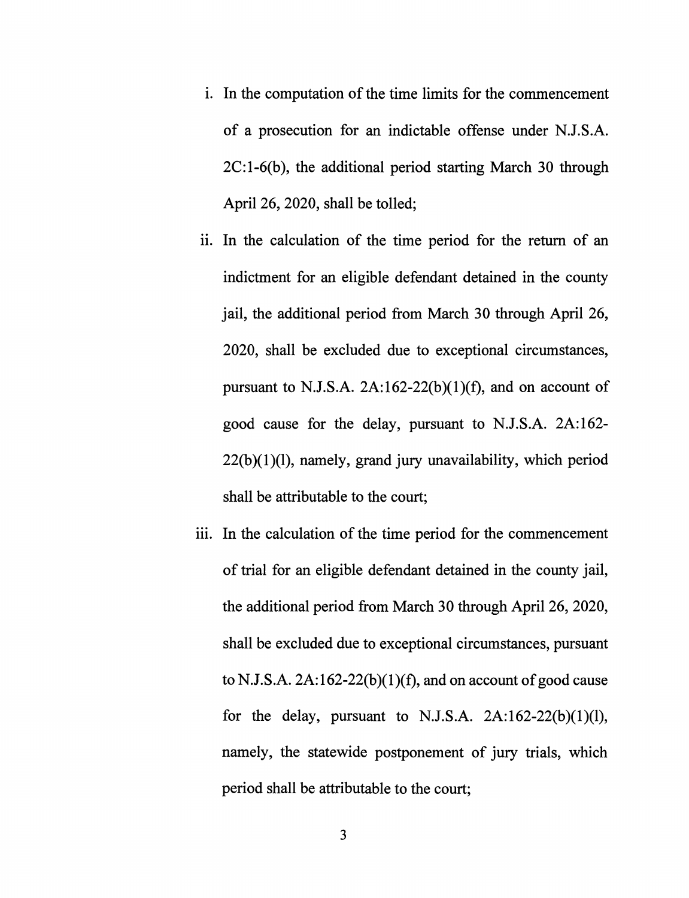i. In the computation of the time limits for the commencement of a prosecution for an indictable offense under N.J.S.A. 2C:1-6(b), the additional period starting March 30 through April 26, 2020, shall be tolled;

ii. In the calculation of the time period for the return of an indictment for an eligible defendant detained in the county jail, the additional period from March 30 through April 26, 2020, shall be excluded due to exceptional circumstances, pursuant to N.J.S.A. 2A:162-22(b)(1)(f), and on account of good cause for the delay, pursuant to N.J.S.A. 2A:162-22(b)(1)(l), namely, grand jury unavailability, which period shall be attributable to the court;

iii. In the calculation of the time period for the commencement of trial for an eligible defendant detained in the county jail, the additional period from March 30 through April 26, 2020, shall be excluded due to exceptional circumstances, pursuant to N.J.S.A. 2A:162-22(b)(1)(f), and on account of good cause for the delay, pursuant to N.J.S.A. 2A:162-22(b)(1)(l), namely, the statewide postponement of jury trials, which period shall be attributable to the court;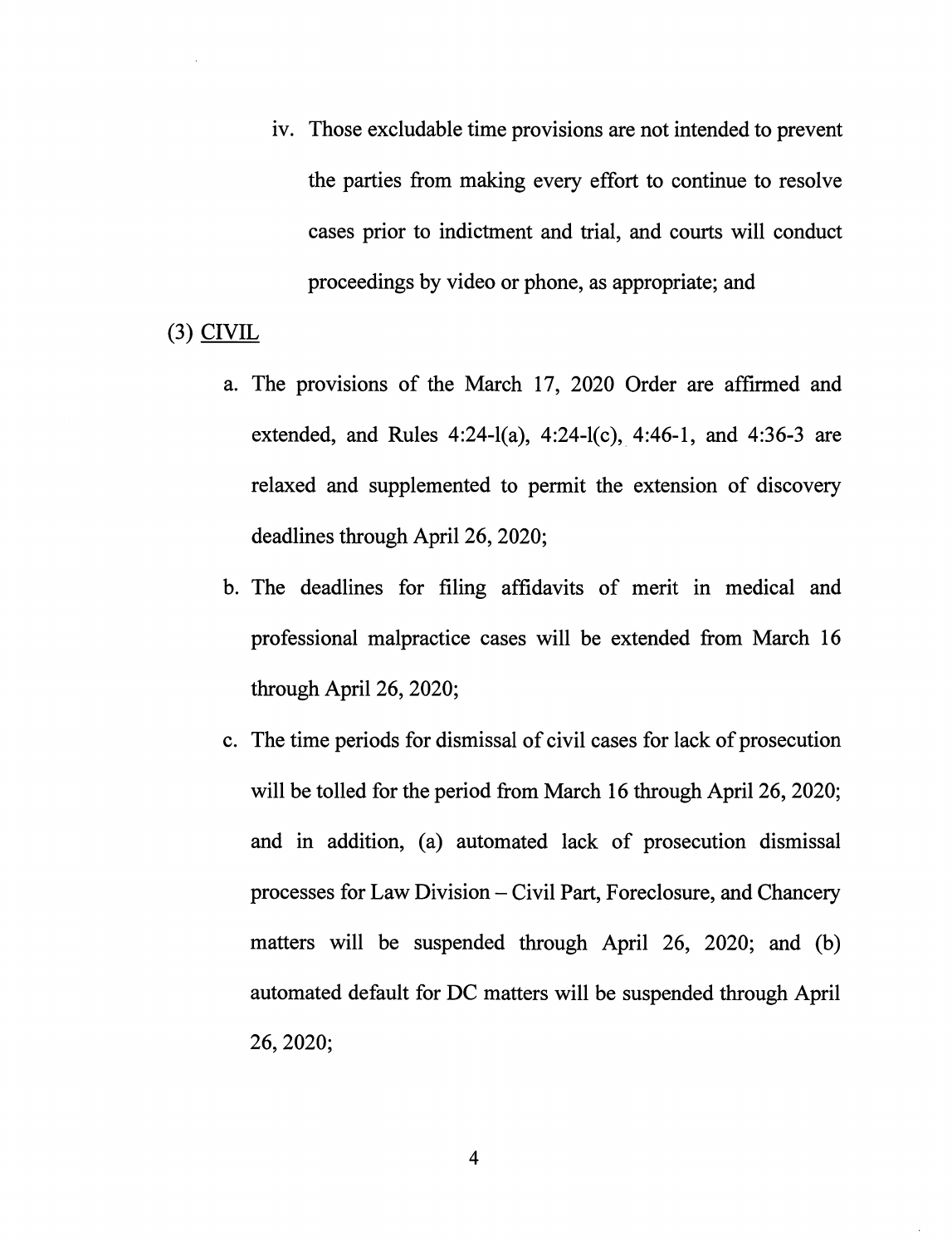iv. Those excludable time provisions are not intended to prevent the parties from making every effort to continue to resolve cases prior to indictment and trial, and courts will conduct proceedings by video or phone, as appropriate; and

(3) <u>CIVIL</u>

a. The provisions of the March 17, 2020 Order are affirmed and extended, and Rules 4:24-1(a), 4:24-1(c), 4:46-1, and 4:36-3 are relaxed and supplemented to permit the extension of discovery deadlines through April 26, 2020;

b. The deadlines for filing affidavits of merit in medical and professional malpractice cases will be extended from March 16 through April 26, 2020;

c. The time periods for dismissal of civil cases for lack of prosecution will be tolled for the period from March 16 through April 26, 2020; and in addition, (a) automated lack of prosecution dismissal processes for Law Division – Civil Part, Foreclosure, and Chancery matters will be suspended through April 26, 2020; and (b) automated default for DC matters will be suspended through April 26, 2020;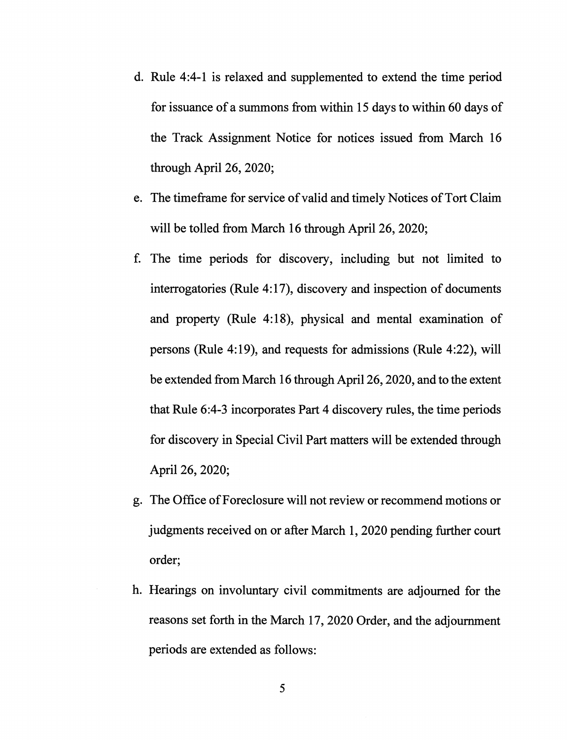d. Rule 4:4-1 is relaxed and supplemented to extend the time period for issuance of a summons from within 15 days to within 60 days of the Track Assignment Notice for notices issued from March 16 through April 26, 2020;

e. The timeframe for service of valid and timely Notices of Tort Claim will be tolled from March 16 through April 26, 2020;

f. The time periods for discovery, including but not limited to interrogatories (Rule 4:17), discovery and inspection of documents and property (Rule 4:18), physical and mental examination of persons (Rule 4:19), and requests for admissions (Rule 4:22), will be extended from March 16 through April 26, 2020, and to the extent that Rule 6:4-3 incorporates Part 4 discovery rules, the time periods for discovery in Special Civil Part matters will be extended through April 26, 2020;

g. The Office of Foreclosure will not review or recommend motions or judgments received on or after March 1, 2020 pending further court order;

h. Hearings on involuntary civil commitments are adjourned for the reasons set forth in the March 17, 2020 Order, and the adjournment periods are extended as follows: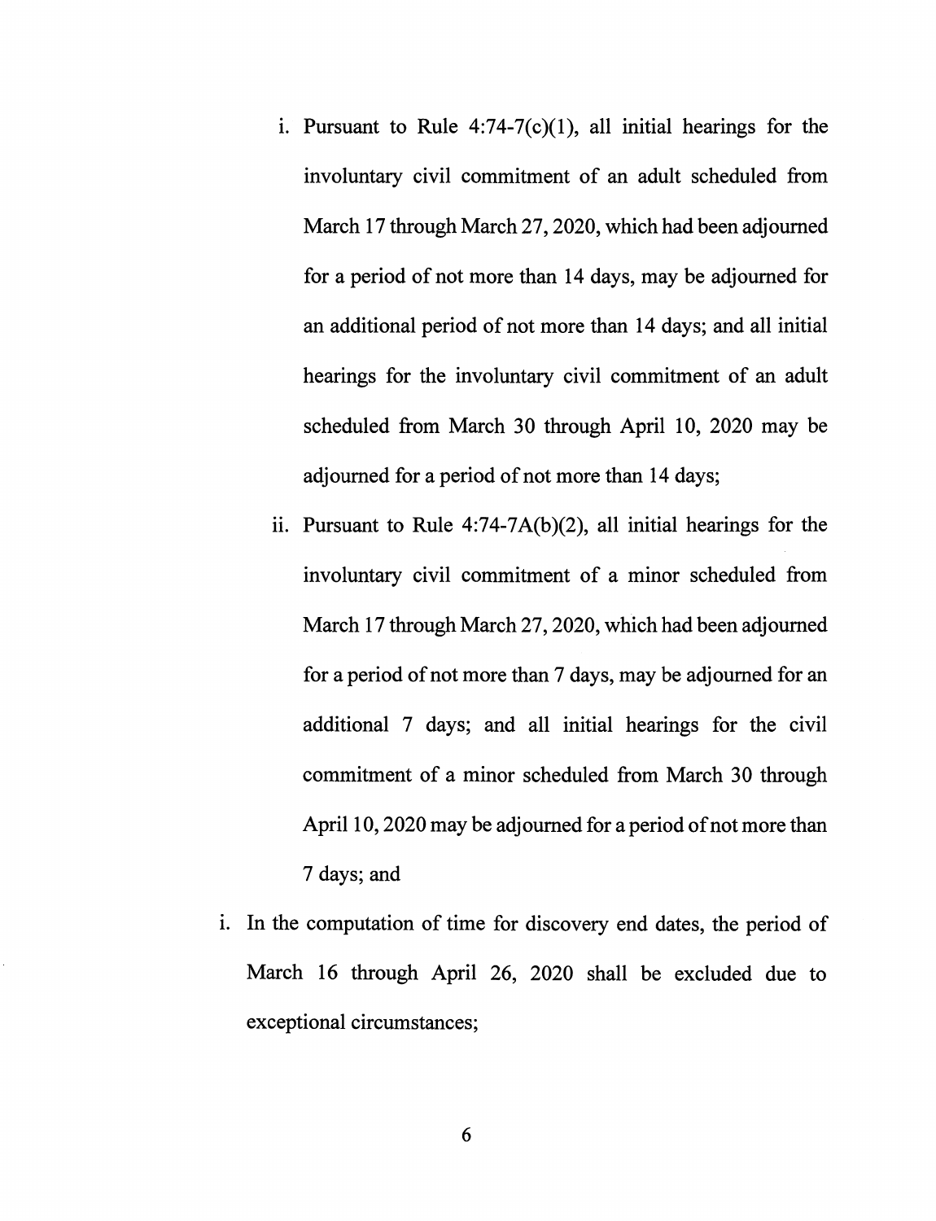i. Pursuant to Rule 4:74-7(c)(1), all initial hearings for the involuntary civil commitment of an adult scheduled from March 17 through March 27, 2020, which had been adjourned for a period of not more than 14 days, may be adjourned for an additional period of not more than 14 days; and all initial hearings for the involuntary civil commitment of an adult scheduled from March 30 through April 10, 2020 may be adjourned for a period of not more than 14 days;

   ii. Pursuant to Rule 4:74-7A(b)(2), all initial hearings for the involuntary civil commitment of a minor scheduled from March 17 through March 27, 2020, which had been adjourned for a period of not more than 7 days, may be adjourned for an additional 7 days; and all initial hearings for the civil commitment of a minor scheduled from March 30 through April 10, 2020 may be adjourned for a period of not more than 7 days; and

i. In the computation of time for discovery end dates, the period of March 16 through April 26, 2020 shall be excluded due to exceptional circumstances;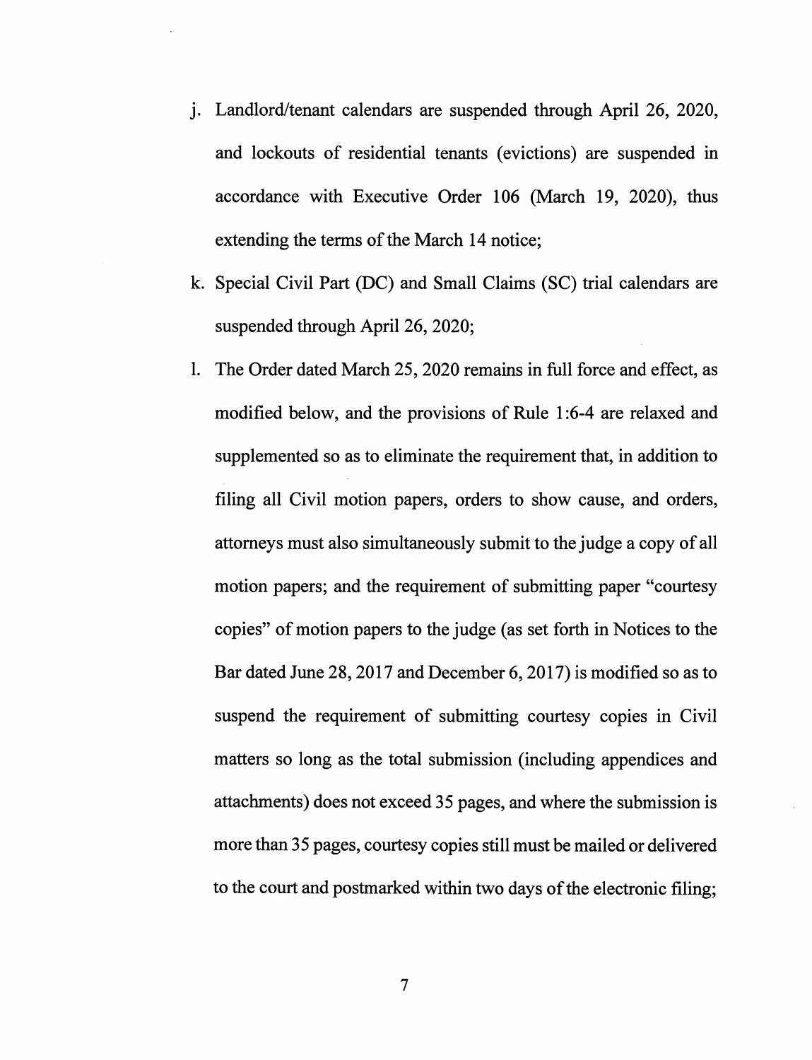j. Landlord/tenant calendars are suspended through April 26, 2020, and lockouts of residential tenants (evictions) are suspended in accordance with Executive Order 106 (March 19, 2020), thus extending the terms of the March 14 notice;

k. Special Civil Part (DC) and Small Claims (SC) trial calendars are suspended through April 26, 2020;

l. The Order dated March 25, 2020 remains in full force and effect, as modified below, and the provisions of Rule 1:6-4 are relaxed and supplemented so as to eliminate the requirement that, in addition to filing all Civil motion papers, orders to show cause, and orders, attorneys must also simultaneously submit to the judge a copy of all motion papers; and the requirement of submitting paper "courtesy copies" of motion papers to the judge (as set forth in Notices to the Bar dated June 28, 2017 and December 6, 2017) is modified so as to suspend the requirement of submitting courtesy copies in Civil matters so long as the total submission (including appendices and attachments) does not exceed 35 pages, and where the submission is more than 35 pages, courtesy copies still must be mailed or delivered to the court and postmarked within two days of the electronic filing;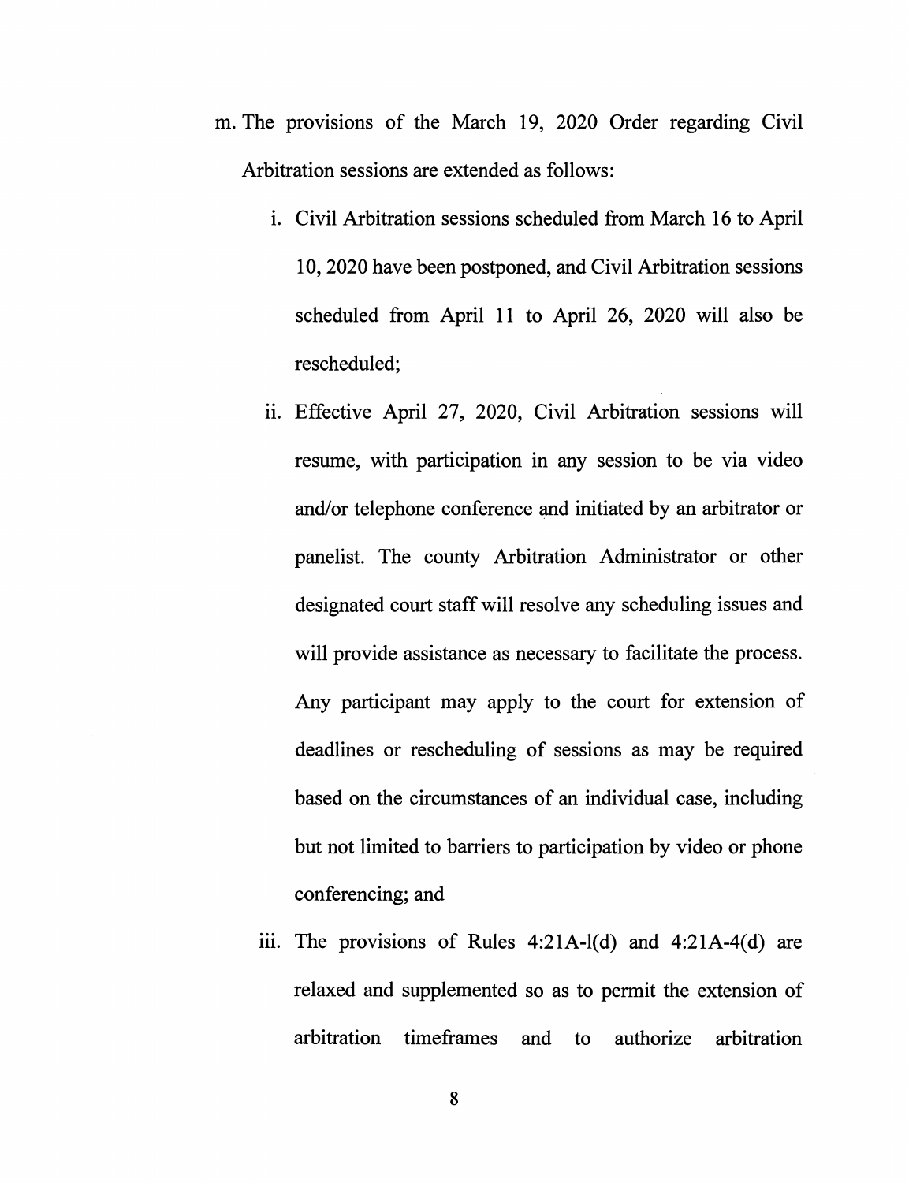m. The provisions of the March 19, 2020 Order regarding Civil Arbitration sessions are extended as follows:

   i. Civil Arbitration sessions scheduled from March 16 to April 10, 2020 have been postponed, and Civil Arbitration sessions scheduled from April 11 to April 26, 2020 will also be rescheduled;

   ii. Effective April 27, 2020, Civil Arbitration sessions will resume, with participation in any session to be via video and/or telephone conference and initiated by an arbitrator or panelist. The county Arbitration Administrator or other designated court staff will resolve any scheduling issues and will provide assistance as necessary to facilitate the process. Any participant may apply to the court for extension of deadlines or rescheduling of sessions as may be required based on the circumstances of an individual case, including but not limited to barriers to participation by video or phone conferencing; and

   iii. The provisions of Rules 4:21A-l(d) and 4:21A-4(d) are relaxed and supplemented so as to permit the extension of arbitration timeframes and to authorize arbitration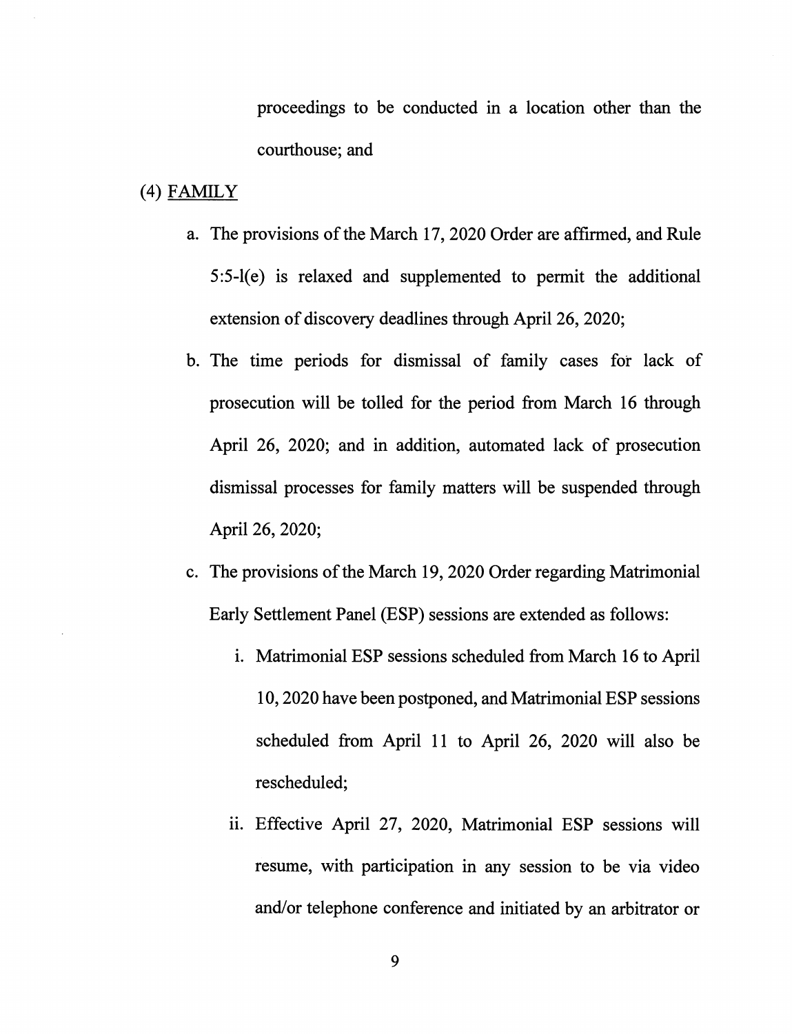proceedings to be conducted in a location other than the courthouse; and

(4) <u>FAMILY</u>

a. The provisions of the March 17, 2020 Order are affirmed, and Rule 5:5-l(e) is relaxed and supplemented to permit the additional extension of discovery deadlines through April 26, 2020;

b. The time periods for dismissal of family cases for lack of prosecution will be tolled for the period from March 16 through April 26, 2020; and in addition, automated lack of prosecution dismissal processes for family matters will be suspended through April 26, 2020;

c. The provisions of the March 19, 2020 Order regarding Matrimonial Early Settlement Panel (ESP) sessions are extended as follows:

   i. Matrimonial ESP sessions scheduled from March 16 to April 10, 2020 have been postponed, and Matrimonial ESP sessions scheduled from April 11 to April 26, 2020 will also be rescheduled;

   ii. Effective April 27, 2020, Matrimonial ESP sessions will resume, with participation in any session to be via video and/or telephone conference and initiated by an arbitrator or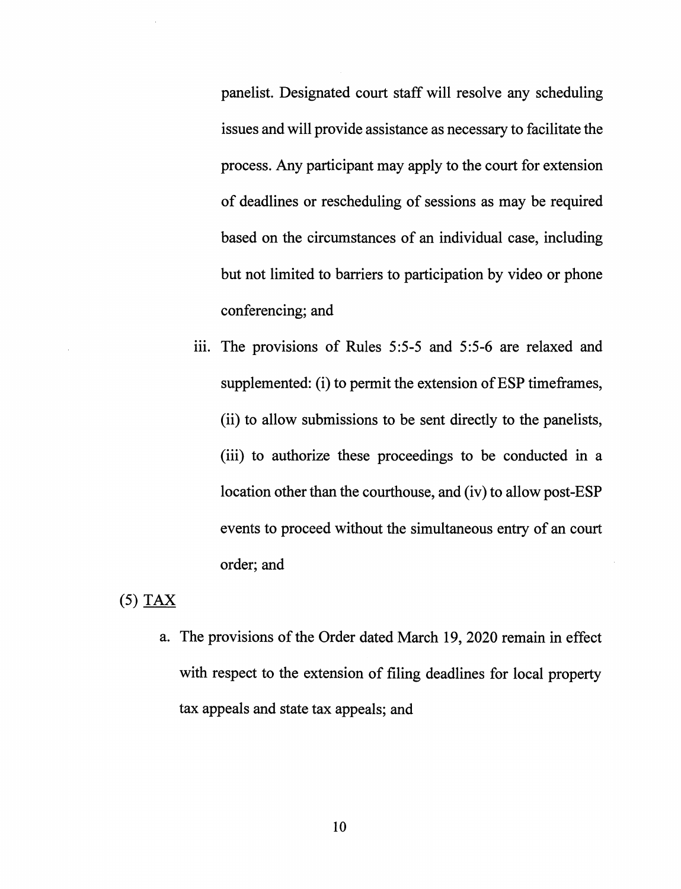panelist. Designated court staff will resolve any scheduling issues and will provide assistance as necessary to facilitate the process. Any participant may apply to the court for extension of deadlines or rescheduling of sessions as may be required based on the circumstances of an individual case, including but not limited to barriers to participation by video or phone conferencing; and

iii. The provisions of Rules 5:5-5 and 5:5-6 are relaxed and supplemented: (i) to permit the extension of ESP timeframes, (ii) to allow submissions to be sent directly to the panelists, (iii) to authorize these proceedings to be conducted in a location other than the courthouse, and (iv) to allow post-ESP events to proceed without the simultaneous entry of an court order; and

(5) <u>TAX</u>

a. The provisions of the Order dated March 19, 2020 remain in effect with respect to the extension of filing deadlines for local property tax appeals and state tax appeals; and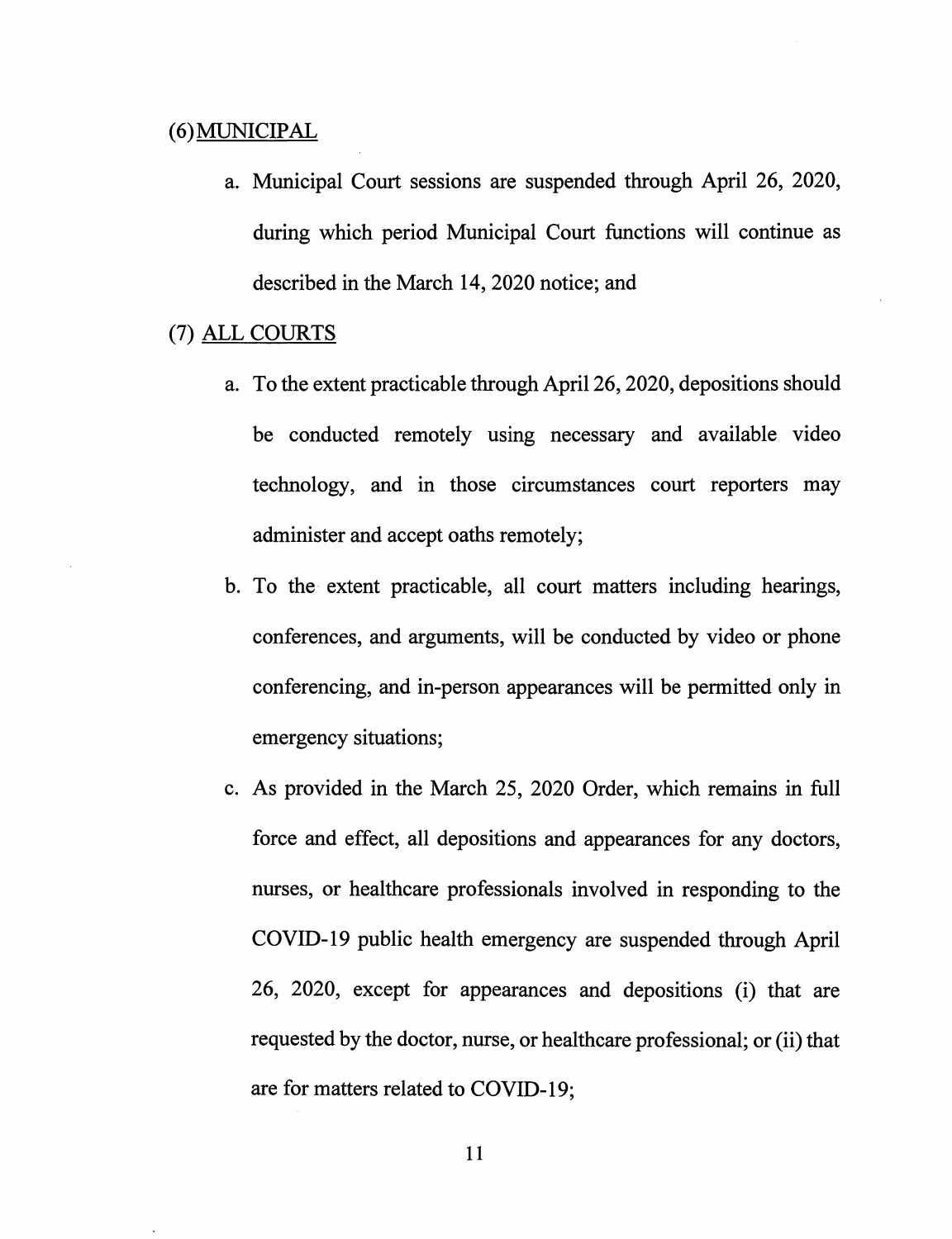(6) MUNICIPAL

a. Municipal Court sessions are suspended through April 26, 2020, during which period Municipal Court functions will continue as described in the March 14, 2020 notice; and

(7) ALL COURTS

a. To the extent practicable through April 26, 2020, depositions should be conducted remotely using necessary and available video technology, and in those circumstances court reporters may administer and accept oaths remotely;

b. To the extent practicable, all court matters including hearings, conferences, and arguments, will be conducted by video or phone conferencing, and in-person appearances will be permitted only in emergency situations;

c. As provided in the March 25, 2020 Order, which remains in full force and effect, all depositions and appearances for any doctors, nurses, or healthcare professionals involved in responding to the COVID-19 public health emergency are suspended through April 26, 2020, except for appearances and depositions (i) that are requested by the doctor, nurse, or healthcare professional; or (ii) that are for matters related to COVID-19;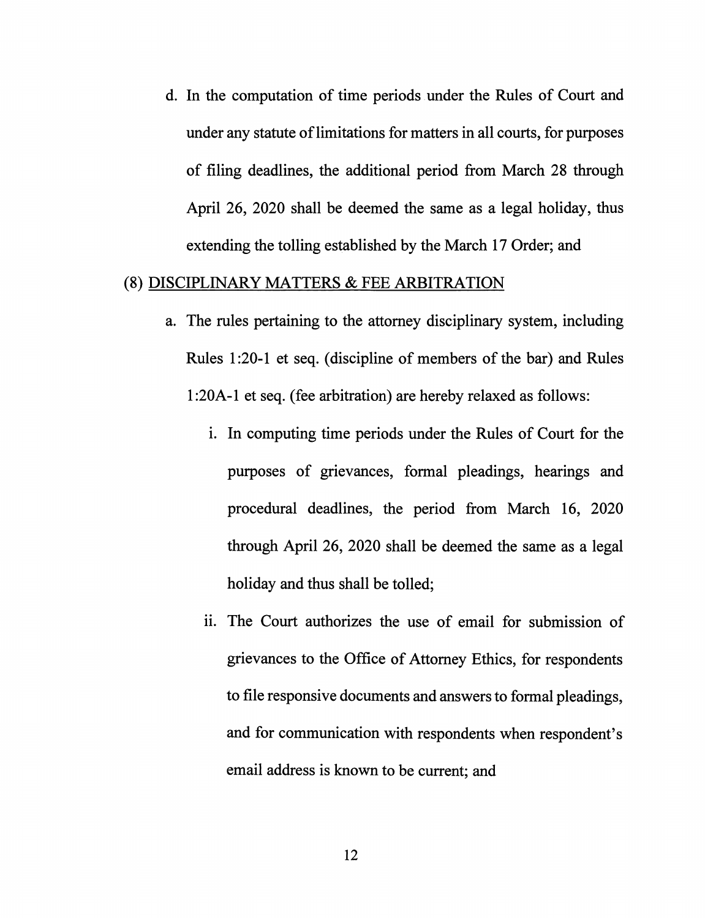d. In the computation of time periods under the Rules of Court and under any statute of limitations for matters in all courts, for purposes of filing deadlines, the additional period from March 28 through April 26, 2020 shall be deemed the same as a legal holiday, thus extending the tolling established by the March 17 Order; and

(8) <u>DISCIPLINARY MATTERS & FEE ARBITRATION</u>

a. The rules pertaining to the attorney disciplinary system, including Rules 1:20-1 et seq. (discipline of members of the bar) and Rules 1:20A-1 et seq. (fee arbitration) are hereby relaxed as follows:

   i. In computing time periods under the Rules of Court for the purposes of grievances, formal pleadings, hearings and procedural deadlines, the period from March 16, 2020 through April 26, 2020 shall be deemed the same as a legal holiday and thus shall be tolled;

   ii. The Court authorizes the use of email for submission of grievances to the Office of Attorney Ethics, for respondents to file responsive documents and answers to formal pleadings, and for communication with respondents when respondent's email address is known to be current; and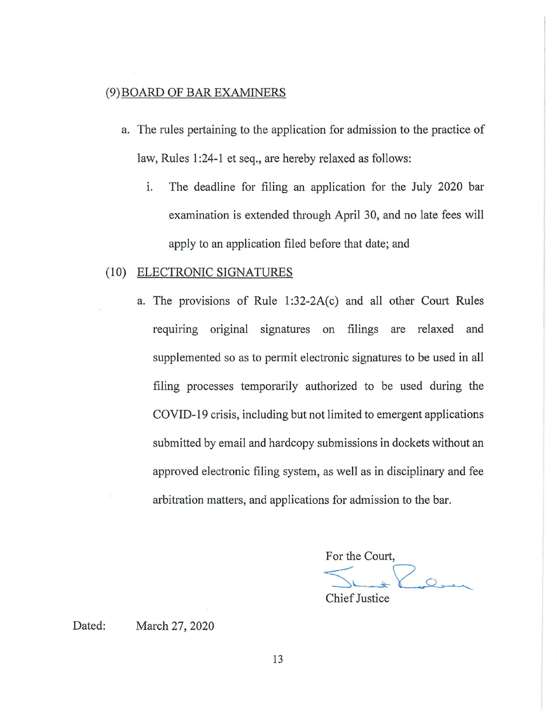(9) BOARD OF BAR EXAMINERS

a. The rules pertaining to the application for admission to the practice of law, Rules 1:24-1 et seq., are hereby relaxed as follows:

   i. The deadline for filing an application for the July 2020 bar examination is extended through April 30, and no late fees will apply to an application filed before that date; and

(10) ELECTRONIC SIGNATURES

a. The provisions of Rule 1:32-2A(c) and all other Court Rules requiring original signatures on filings are relaxed and supplemented so as to permit electronic signatures to be used in all filing processes temporarily authorized to be used during the COVID-19 crisis, including but not limited to emergent applications submitted by email and hardcopy submissions in dockets without an approved electronic filing system, as well as in disciplinary and fee arbitration matters, and applications for admission to the bar.

For the Court,

Chief Justice

Dated: March 27, 2020